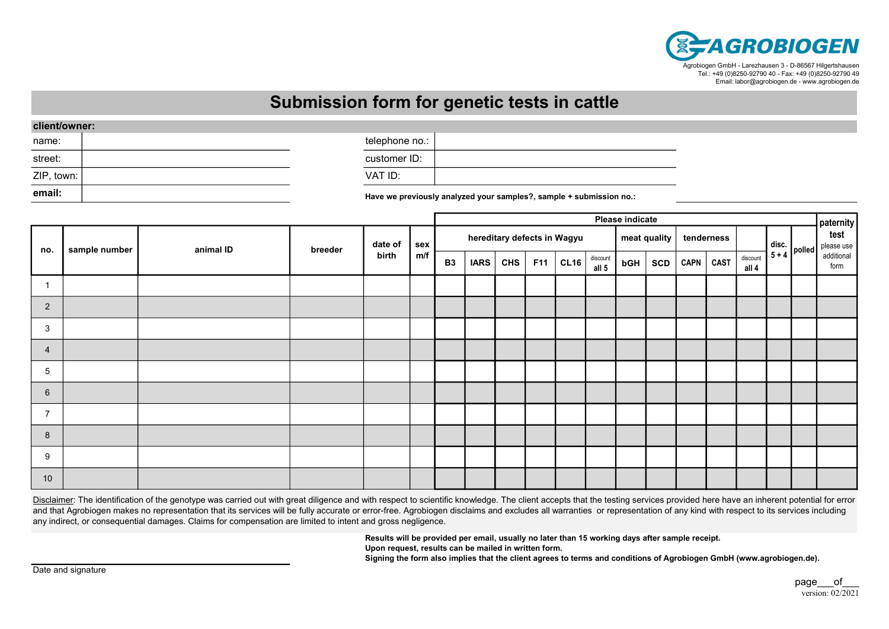AGROBIOGEN

Agrobiogen GmbH - Larezhausen 3 - D-86567 Hilgertshausen
Tel.: +49 (0)8250-92790 40 - Fax: +49 (0)8250-92790 49
Email: labor@agrobiogen.de - www.agrobiogen.de

# Submission form for genetic tests in cattle

**client/owner:**

| | | | |
|---|---|---|---|
| name: | | telephone no.: | |
| street: | | customer ID: | |
| ZIP, town: | | VAT ID: | |
| **email:** | | **Have we previously analyzed your samples?, sample + submission no.:** | |

| no. | sample number | animal ID | breeder | date of birth | sex m/f | Please indicate | | | | | | | | | | | | | paternity test please use additional form |
|---|---|---|---|---|---|---|---|---|---|---|---|---|---|---|---|---|---|---|---|
| | | | | | | hereditary defects in Wagyu | | | | | | meat quality | | tenderness | | | disc. 5 + 4 | polled | |
| | | | | | | B3 | IARS | CHS | F11 | CL16 | discount all 5 | bGH | SCD | CAPN | CAST | discount all 4 | | | |
| 1 | | | | | | | | | | | | | | | | | | | |
| 2 | | | | | | | | | | | | | | | | | | | |
| 3 | | | | | | | | | | | | | | | | | | | |
| 4 | | | | | | | | | | | | | | | | | | | |
| 5 | | | | | | | | | | | | | | | | | | | |
| 6 | | | | | | | | | | | | | | | | | | | |
| 7 | | | | | | | | | | | | | | | | | | | |
| 8 | | | | | | | | | | | | | | | | | | | |
| 9 | | | | | | | | | | | | | | | | | | | |
| 10 | | | | | | | | | | | | | | | | | | | |

Disclaimer: The identification of the genotype was carried out with great diligence and with respect to scientific knowledge. The client accepts that the testing services provided here have an inherent potential for error and that Agrobiogen makes no representation that its services will be fully accurate or error-free. Agrobiogen disclaims and excludes all warranties or representation of any kind with respect to its services including any indirect, or consequential damages. Claims for compensation are limited to intent and gross negligence.

**Results will be provided per email, usually no later than 15 working days after sample receipt.**
**Upon request, results can be mailed in written form.**
**Signing the form also implies that the client agrees to terms and conditions of Agrobiogen GmbH (www.agrobiogen.de).**

Date and signature

page\_\_\_of\_\_\_
version: 02/2021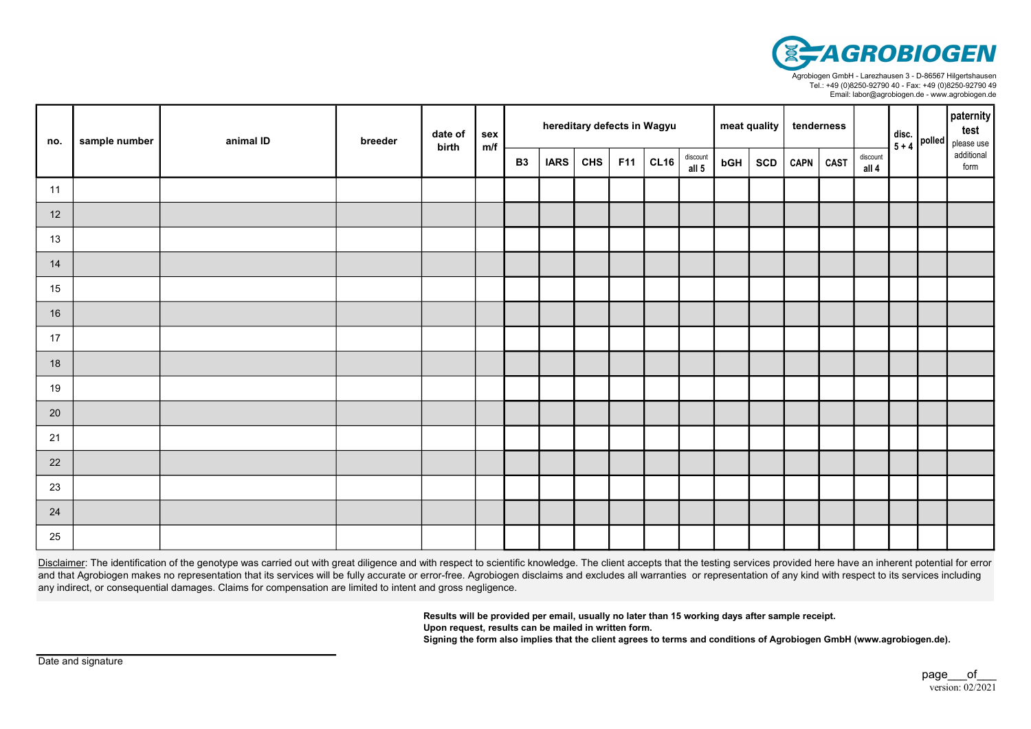**AGROBIOGEN**

Agrobiogen GmbH - Larezhausen 3 - D-86567 Hilgertshausen
Tel.: +49 (0)8250-92790 40 - Fax: +49 (0)8250-92790 49
Email: labor@agrobiogen.de - www.agrobiogen.de

| no. | sample number | animal ID | breeder | date of birth | sex m/f | hereditary defects in Wagyu | | | | | | meat quality | | tenderness | | | disc. 5 + 4 | polled | paternity test please use additional form |
|---|---|---|---|---|---|---|---|---|---|---|---|---|---|---|---|---|---|---|---|
| | | | | | | B3 | IARS | CHS | F11 | CL16 | discount all 5 | bGH | SCD | CAPN | CAST | discount all 4 | | | |
| 11 | | | | | | | | | | | | | | | | | | | |
| 12 | | | | | | | | | | | | | | | | | | | |
| 13 | | | | | | | | | | | | | | | | | | | |
| 14 | | | | | | | | | | | | | | | | | | | |
| 15 | | | | | | | | | | | | | | | | | | | |
| 16 | | | | | | | | | | | | | | | | | | | |
| 17 | | | | | | | | | | | | | | | | | | | |
| 18 | | | | | | | | | | | | | | | | | | | |
| 19 | | | | | | | | | | | | | | | | | | | |
| 20 | | | | | | | | | | | | | | | | | | | |
| 21 | | | | | | | | | | | | | | | | | | | |
| 22 | | | | | | | | | | | | | | | | | | | |
| 23 | | | | | | | | | | | | | | | | | | | |
| 24 | | | | | | | | | | | | | | | | | | | |
| 25 | | | | | | | | | | | | | | | | | | | |

Disclaimer: The identification of the genotype was carried out with great diligence and with respect to scientific knowledge. The client accepts that the testing services provided here have an inherent potential for error and that Agrobiogen makes no representation that its services will be fully accurate or error-free. Agrobiogen disclaims and excludes all warranties or representation of any kind with respect to its services including any indirect, or consequential damages. Claims for compensation are limited to intent and gross negligence.

**Results will be provided per email, usually no later than 15 working days after sample receipt.**
**Upon request, results can be mailed in written form.**
**Signing the form also implies that the client agrees to terms and conditions of Agrobiogen GmbH (www.agrobiogen.de).**

Date and signature

page\_\_\_of\_\_\_

version: 02/2021